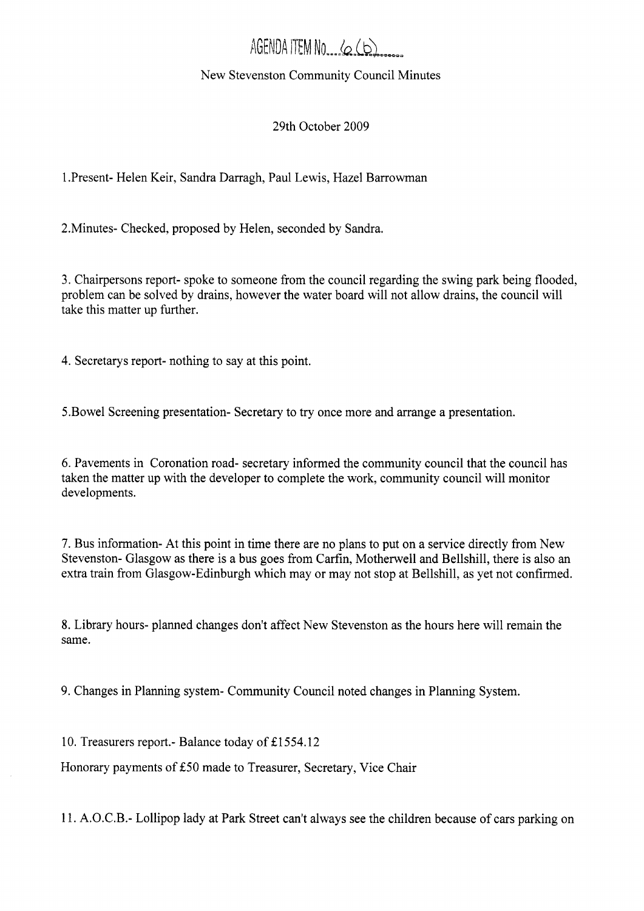AGENDA ITEM No. 6 (b)

New Stevenston Community Council Minutes

29th October 2009

1.Present- Helen Keir, Sandra Darragh, Paul Lewis, Hazel Barrowman

2.Minutes- Checked, proposed by Helen, seconded by Sandra.

3. Chairpersons report- spoke to someone from the council regarding the swing park being flooded, problem can be solved by drains, however the water board will not allow drains, the council will take this matter up further.

4. Secretarys report- nothing to say at this point.

5.Bowel Screening presentation- Secretary to try once more and arrange a presentation.

6. Pavements in Coronation road- secretary informed the community council that the council has taken the matter up with the developer to complete the work, community council will monitor developments.

7. Bus information- At this point in time there are no plans to put on a service directly from New Stevenston- Glasgow as there is a bus goes from Carfin, Motherwell and Bellshill, there is also an extra train from Glasgow-Edinburgh which may or may not stop at Bellshill, as yet not confirmed.

8. Library hours- planned changes don't affect New Stevenston as the hours here will remain the same.

9. Changes in Planning system- Community Council noted changes in Planning System.

10. Treasurers report.- Balance today of £1554.12

Honorary payments of £50 made to Treasurer, Secretary, Vice Chair

11. A.O.C.B.- Lollipop lady at Park Street can't always see the children because of cars parking on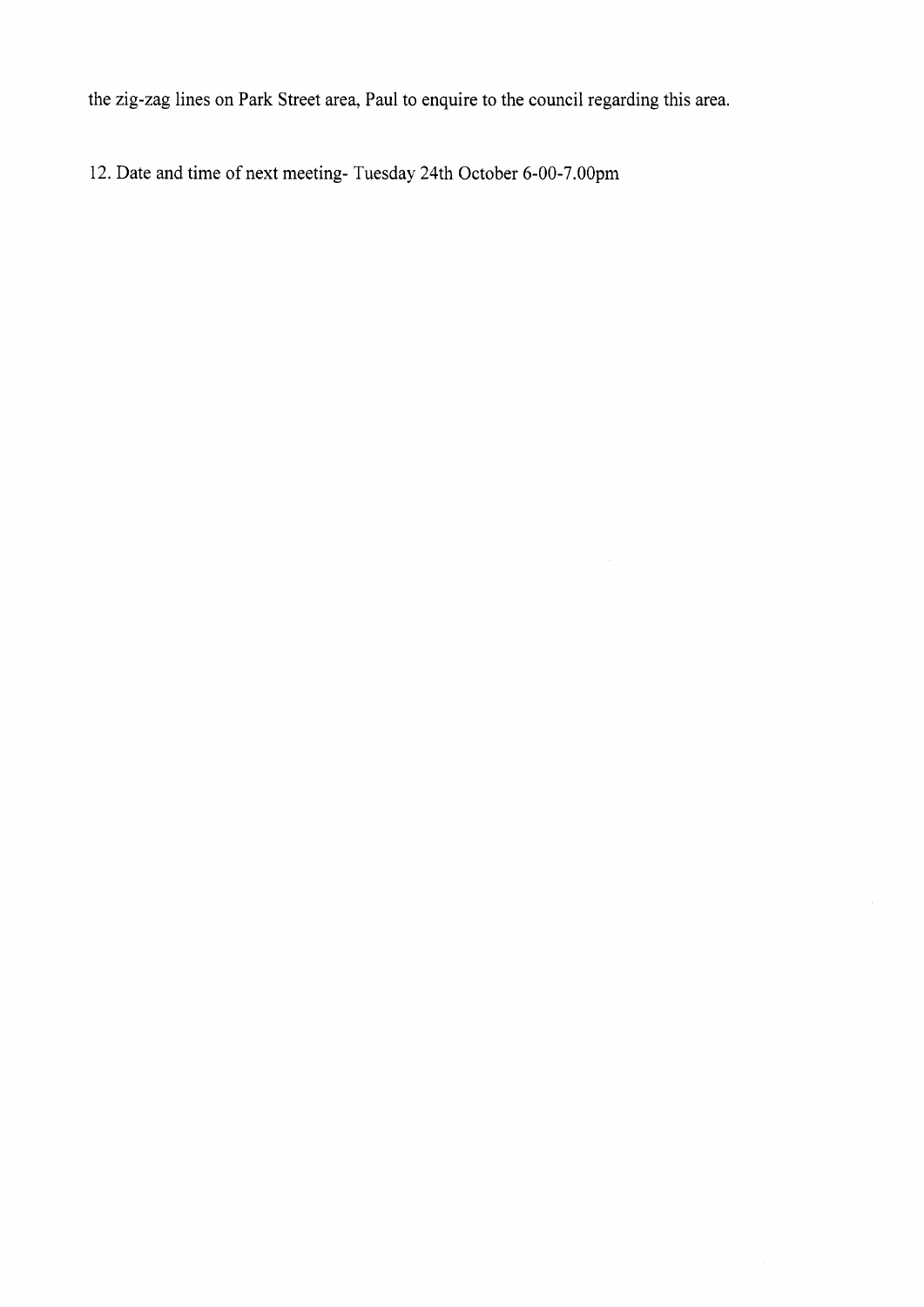the zig-zag lines on Park Street area, Paul to enquire to the council regarding this area.

12. Date and time of next meeting- Tuesday 24th October 6-00-7.00pm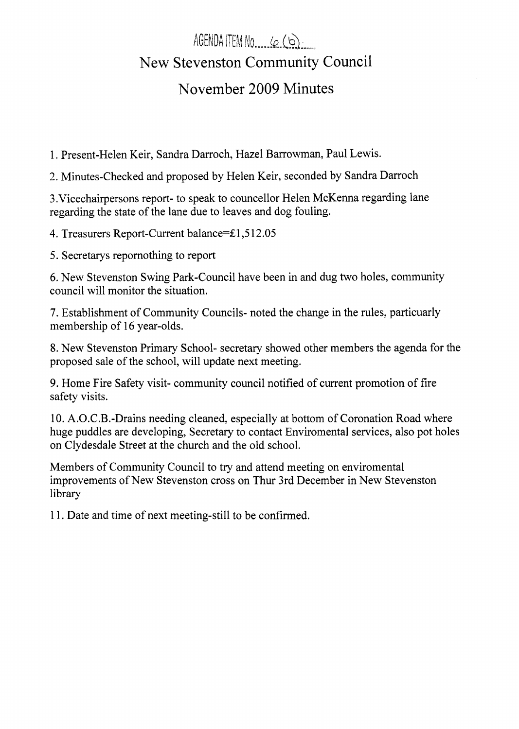AGENDA ITEM No.....6 (b).....

# New Stevenston Community Council

## November 2009 Minutes

1. Present-Helen Keir, Sandra Darroch, Hazel Barrowman, Paul Lewis.

2. Minutes-Checked and proposed by Helen Keir, seconded by Sandra Darroch

3. Vicechairpersons report- to speak to councellor Helen McKenna regarding lane regarding the state of the lane due to leaves and dog fouling.

4. Treasurers Report-Current balance=£1,512.05

5. Secretarys repornothing to report

6. New Stevenston Swing Park-Council have been in and dug two holes, community council will monitor the situation.

7. Establishment of Community Councils- noted the change in the rules, particuarly membership of 16 year-olds.

8. New Stevenston Primary School- secretary showed other members the agenda for the proposed sale of the school, will update next meeting.

9. Home Fire Safety visit- community council notified of current promotion of fire safety visits.

10. A.O.C.B.-Drains needing cleaned, especially at bottom of Coronation Road where huge puddles are developing, Secretary to contact Enviromental services, also pot holes on Clydesdale Street at the church and the old school.

Members of Community Council to try and attend meeting on enviromental improvements of New Stevenston cross on Thur 3rd December in New Stevenston library

11. Date and time of next meeting-still to be confirmed.